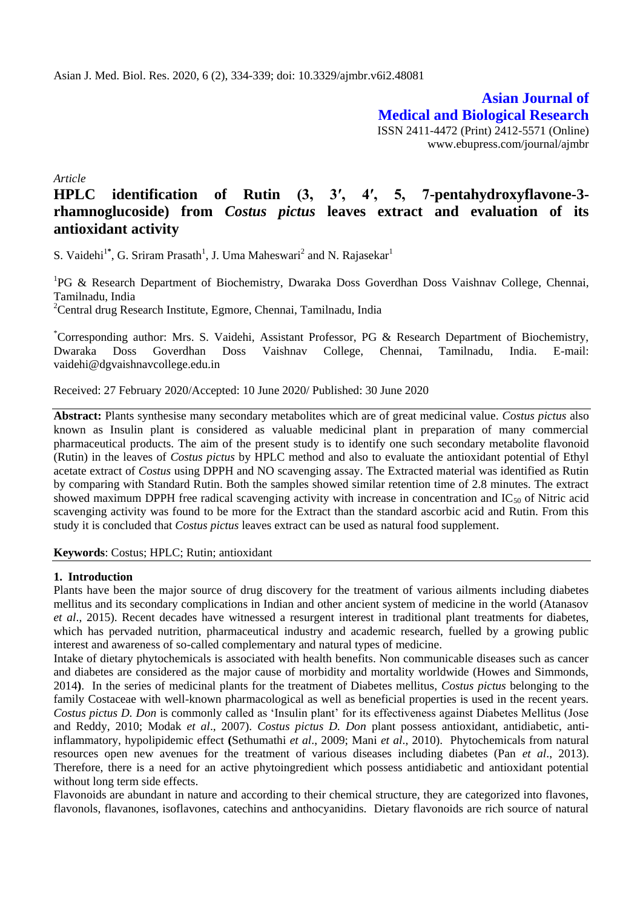Asian J. Med. Biol. Res. 2020, 6 (2), 334-339; doi: 10.3329/ajmbr.v6i2.48081

**Asian Journal of Medical and Biological Research**

ISSN 2411-4472 (Print) 2412-5571 (Online)
www.ebupress.com/journal/ajmbr

*Article*

# HPLC identification of Rutin (3, 3′, 4′, 5, 7-pentahydroxyflavone-3-rhamnoglucoside) from *Costus pictus* leaves extract and evaluation of its antioxidant activity

S. Vaidehi[1*], G. Sriram Prasath[1], J. Uma Maheswari[2] and N. Rajasekar[1]

[1]PG & Research Department of Biochemistry, Dwaraka Doss Goverdhan Doss Vaishnav College, Chennai, Tamilnadu, India

[2]Central drug Research Institute, Egmore, Chennai, Tamilnadu, India

[*]Corresponding author: Mrs. S. Vaidehi, Assistant Professor, PG & Research Department of Biochemistry, Dwaraka Doss Goverdhan Doss Vaishnav College, Chennai, Tamilnadu, India. E-mail: vaidehi@dgvaishnavcollege.edu.in

Received: 27 February 2020/Accepted: 10 June 2020/ Published: 30 June 2020

**Abstract:** Plants synthesise many secondary metabolites which are of great medicinal value. *Costus pictus* also known as Insulin plant is considered as valuable medicinal plant in preparation of many commercial pharmaceutical products. The aim of the present study is to identify one such secondary metabolite flavonoid (Rutin) in the leaves of *Costus pictus* by HPLC method and also to evaluate the antioxidant potential of Ethyl acetate extract of *Costus* using DPPH and NO scavenging assay. The Extracted material was identified as Rutin by comparing with Standard Rutin. Both the samples showed similar retention time of 2.8 minutes. The extract showed maximum DPPH free radical scavenging activity with increase in concentration and $IC_{50}$ of Nitric acid scavenging activity was found to be more for the Extract than the standard ascorbic acid and Rutin. From this study it is concluded that *Costus pictus* leaves extract can be used as natural food supplement.

**Keywords**: Costus; HPLC; Rutin; antioxidant

## 1. Introduction

Plants have been the major source of drug discovery for the treatment of various ailments including diabetes mellitus and its secondary complications in Indian and other ancient system of medicine in the world (Atanasov *et al*., 2015). Recent decades have witnessed a resurgent interest in traditional plant treatments for diabetes, which has pervaded nutrition, pharmaceutical industry and academic research, fuelled by a growing public interest and awareness of so-called complementary and natural types of medicine.

Intake of dietary phytochemicals is associated with health benefits. Non communicable diseases such as cancer and diabetes are considered as the major cause of morbidity and mortality worldwide (Howes and Simmonds, 2014**)**. In the series of medicinal plants for the treatment of Diabetes mellitus, *Costus pictus* belonging to the family Costaceae with well-known pharmacological as well as beneficial properties is used in the recent years. *Costus pictus D. Don* is commonly called as 'Insulin plant' for its effectiveness against Diabetes Mellitus (Jose and Reddy, 2010; Modak *et al*., 2007). *Costus pictus D. Don* plant possess antioxidant, antidiabetic, anti-inflammatory, hypolipidemic effect **(**Sethumathi *et al*., 2009; Mani *et al*., 2010). Phytochemicals from natural resources open new avenues for the treatment of various diseases including diabetes (Pan *et al*., 2013). Therefore, there is a need for an active phytoingredient which possess antidiabetic and antioxidant potential without long term side effects.

Flavonoids are abundant in nature and according to their chemical structure, they are categorized into flavones, flavonols, flavanones, isoflavones, catechins and anthocyanidins. Dietary flavonoids are rich source of natural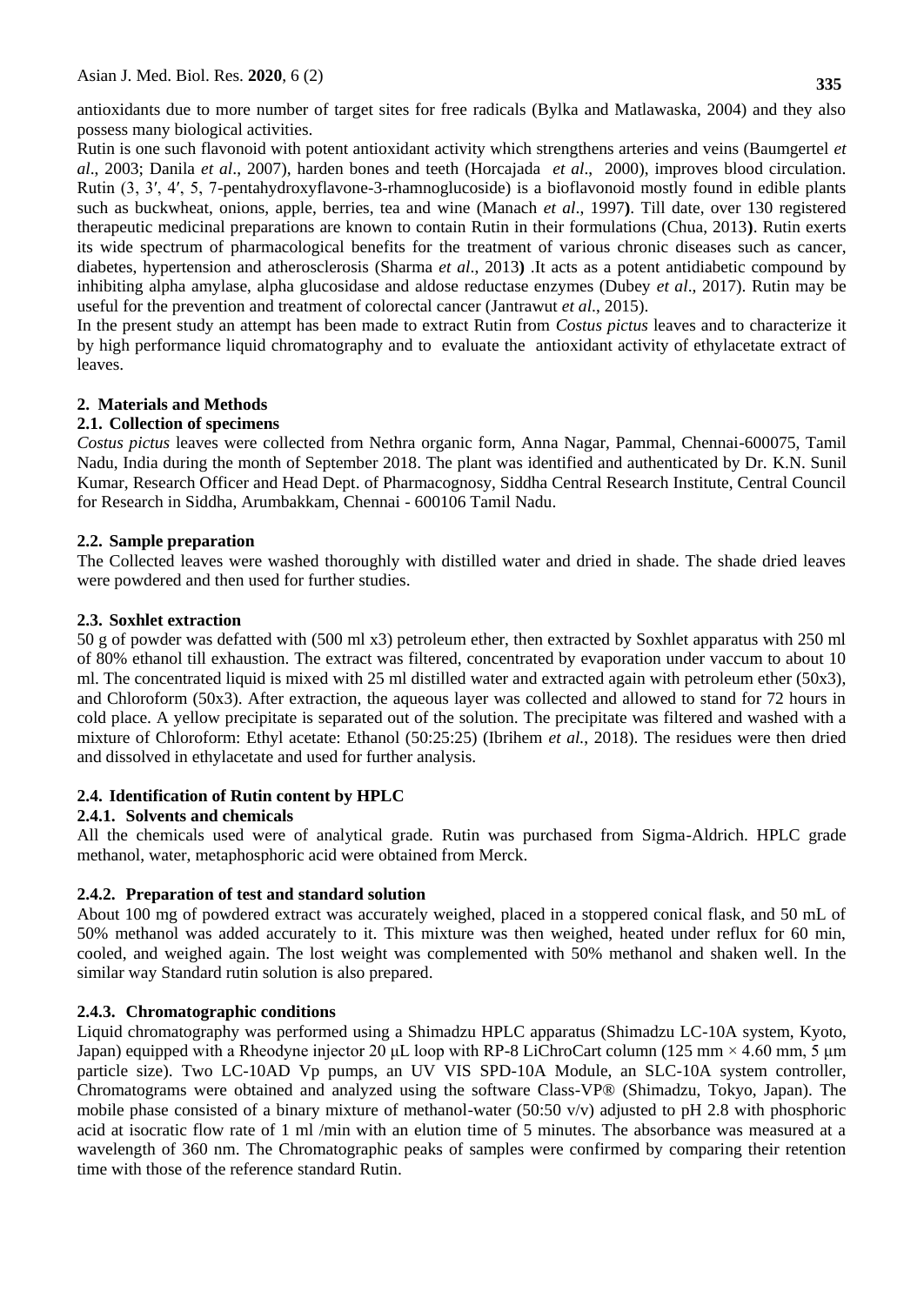antioxidants due to more number of target sites for free radicals (Bylka and Matlawaska, 2004) and they also possess many biological activities.

Rutin is one such flavonoid with potent antioxidant activity which strengthens arteries and veins (Baumgertel *et al*., 2003; Danila *et al*., 2007), harden bones and teeth (Horcajada *et al*., 2000), improves blood circulation. Rutin (3, 3′, 4′, 5, 7-pentahydroxyflavone-3-rhamnoglucoside) is a bioflavonoid mostly found in edible plants such as buckwheat, onions, apple, berries, tea and wine (Manach *et al*., 1997**)**. Till date, over 130 registered therapeutic medicinal preparations are known to contain Rutin in their formulations (Chua, 2013**)**. Rutin exerts its wide spectrum of pharmacological benefits for the treatment of various chronic diseases such as cancer, diabetes, hypertension and atherosclerosis (Sharma *et al*., 2013**)** .It acts as a potent antidiabetic compound by inhibiting alpha amylase, alpha glucosidase and aldose reductase enzymes (Dubey *et al*., 2017). Rutin may be useful for the prevention and treatment of colorectal cancer (Jantrawut *et al*., 2015).

In the present study an attempt has been made to extract Rutin from *Costus pictus* leaves and to characterize it by high performance liquid chromatography and to evaluate the antioxidant activity of ethylacetate extract of leaves.

## 2. Materials and Methods

### 2.1. Collection of specimens

*Costus pictus* leaves were collected from Nethra organic form, Anna Nagar, Pammal, Chennai-600075, Tamil Nadu, India during the month of September 2018. The plant was identified and authenticated by Dr. K.N. Sunil Kumar, Research Officer and Head Dept. of Pharmacognosy, Siddha Central Research Institute, Central Council for Research in Siddha, Arumbakkam, Chennai - 600106 Tamil Nadu.

### 2.2. Sample preparation

The Collected leaves were washed thoroughly with distilled water and dried in shade. The shade dried leaves were powdered and then used for further studies.

### 2.3. Soxhlet extraction

50 g of powder was defatted with (500 ml x3) petroleum ether, then extracted by Soxhlet apparatus with 250 ml of 80% ethanol till exhaustion. The extract was filtered, concentrated by evaporation under vaccum to about 10 ml. The concentrated liquid is mixed with 25 ml distilled water and extracted again with petroleum ether (50x3), and Chloroform (50x3). After extraction, the aqueous layer was collected and allowed to stand for 72 hours in cold place. A yellow precipitate is separated out of the solution. The precipitate was filtered and washed with a mixture of Chloroform: Ethyl acetate: Ethanol (50:25:25) (Ibrihem *et al.*, 2018). The residues were then dried and dissolved in ethylacetate and used for further analysis.

### 2.4. Identification of Rutin content by HPLC

#### 2.4.1. Solvents and chemicals

All the chemicals used were of analytical grade. Rutin was purchased from Sigma-Aldrich. HPLC grade methanol, water, metaphosphoric acid were obtained from Merck.

#### 2.4.2. Preparation of test and standard solution

About 100 mg of powdered extract was accurately weighed, placed in a stoppered conical flask, and 50 mL of 50% methanol was added accurately to it. This mixture was then weighed, heated under reflux for 60 min, cooled, and weighed again. The lost weight was complemented with 50% methanol and shaken well. In the similar way Standard rutin solution is also prepared.

#### 2.4.3. Chromatographic conditions

Liquid chromatography was performed using a Shimadzu HPLC apparatus (Shimadzu LC-10A system, Kyoto, Japan) equipped with a Rheodyne injector 20 μL loop with RP-8 LiChroCart column (125 mm × 4.60 mm, 5 μm particle size). Two LC-10AD Vp pumps, an UV VIS SPD-10A Module, an SLC-10A system controller, Chromatograms were obtained and analyzed using the software Class-VP® (Shimadzu, Tokyo, Japan). The mobile phase consisted of a binary mixture of methanol-water (50:50 v/v) adjusted to pH 2.8 with phosphoric acid at isocratic flow rate of 1 ml /min with an elution time of 5 minutes. The absorbance was measured at a wavelength of 360 nm. The Chromatographic peaks of samples were confirmed by comparing their retention time with those of the reference standard Rutin.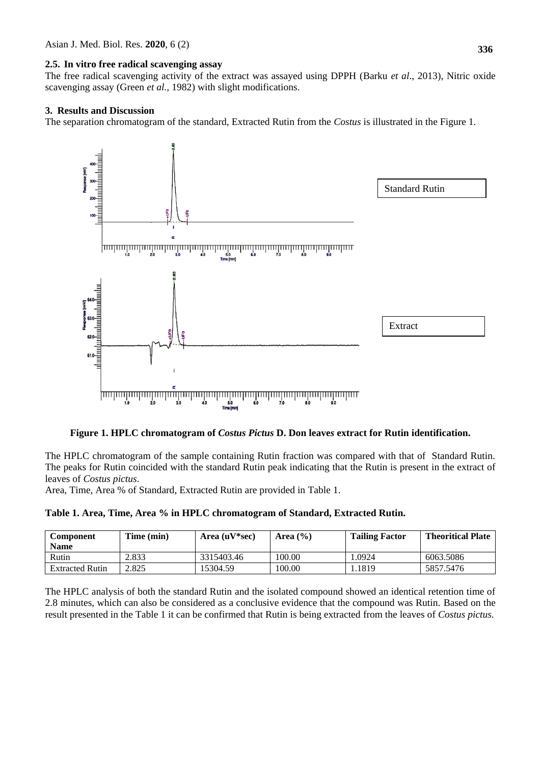## 2.5. In vitro free radical scavenging assay

The free radical scavenging activity of the extract was assayed using DPPH (Barku *et al*., 2013), Nitric oxide scavenging assay (Green *et al.*, 1982) with slight modifications.

# 3. Results and Discussion

The separation chromatogram of the standard, Extracted Rutin from the *Costus* is illustrated in the Figure 1.

**Figure 1. HPLC chromatogram of *Costus Pictus* D. Don leaves extract for Rutin identification.**

The HPLC chromatogram of the sample containing Rutin fraction was compared with that of Standard Rutin. The peaks for Rutin coincided with the standard Rutin peak indicating that the Rutin is present in the extract of leaves of *Costus pictus*.

Area, Time, Area % of Standard, Extracted Rutin are provided in Table 1.

**Table 1. Area, Time, Area % in HPLC chromatogram of Standard, Extracted Rutin.**

| Component Name | Time (min) | Area (uV*sec) | Area (%) | Tailing Factor | Theoritical Plate |
|---|---|---|---|---|---|
| Rutin | 2.833 | 3315403.46 | 100.00 | 1.0924 | 6063.5086 |
| Extracted Rutin | 2.825 | 15304.59 | 100.00 | 1.1819 | 5857.5476 |

The HPLC analysis of both the standard Rutin and the isolated compound showed an identical retention time of 2.8 minutes, which can also be considered as a conclusive evidence that the compound was Rutin. Based on the result presented in the Table 1 it can be confirmed that Rutin is being extracted from the leaves of *Costus pictus.*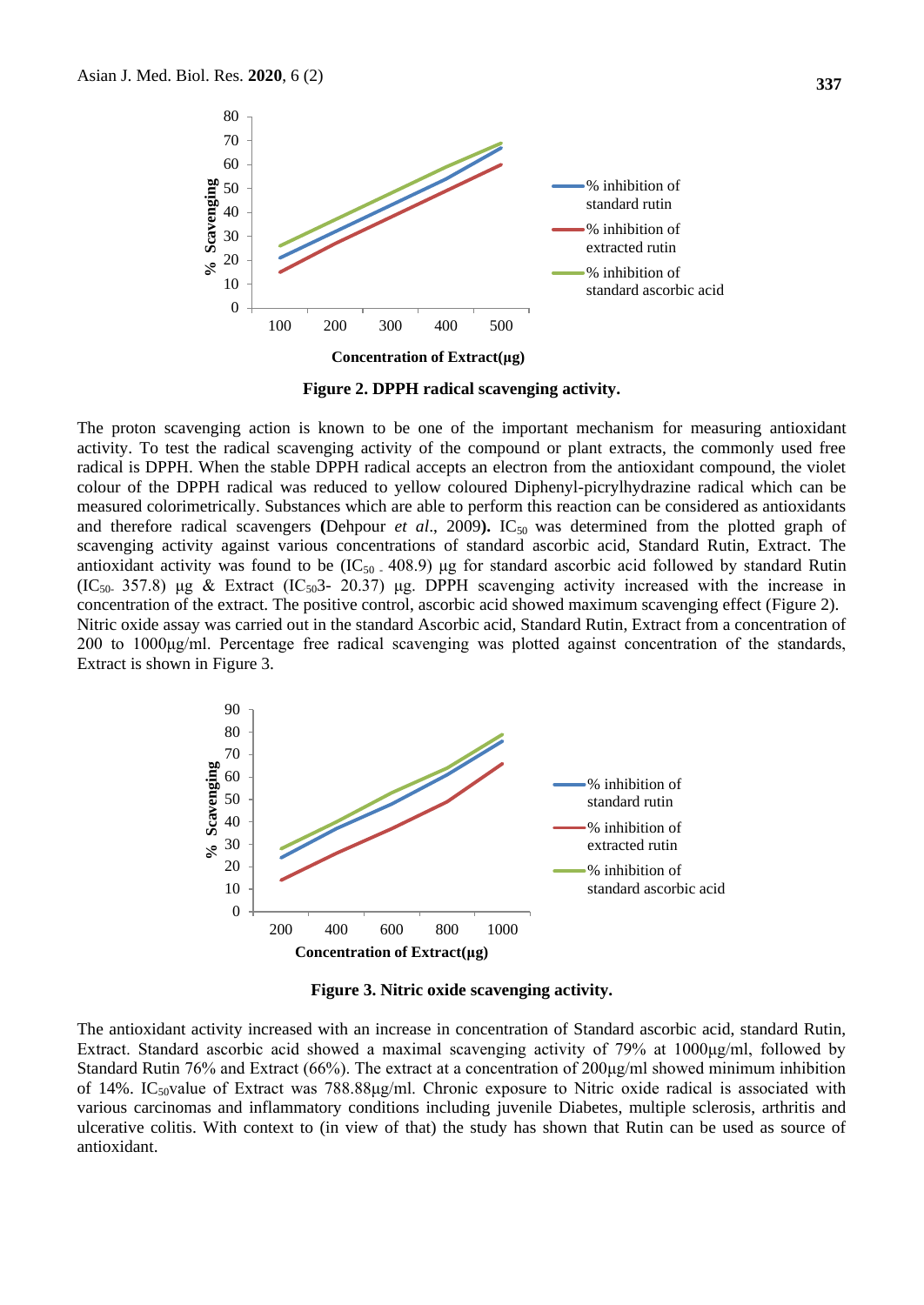**Figure 2. DPPH radical scavenging activity.**

The proton scavenging action is known to be one of the important mechanism for measuring antioxidant activity. To test the radical scavenging activity of the compound or plant extracts, the commonly used free radical is DPPH. When the stable DPPH radical accepts an electron from the antioxidant compound, the violet colour of the DPPH radical was reduced to yellow coloured Diphenyl-picrylhydrazine radical which can be measured colorimetrically. Substances which are able to perform this reaction can be considered as antioxidants and therefore radical scavengers **(**Dehpour *et al*., 2009**).** $IC_{50}$ was determined from the plotted graph of scavenging activity against various concentrations of standard ascorbic acid, Standard Rutin, Extract. The antioxidant activity was found to be ($IC_{50}$ - 408.9) µg for standard ascorbic acid followed by standard Rutin ($IC_{50}$- 357.8) µg & Extract ($IC_{50}$3- 20.37) µg. DPPH scavenging activity increased with the increase in concentration of the extract. The positive control, ascorbic acid showed maximum scavenging effect (Figure 2).

Nitric oxide assay was carried out in the standard Ascorbic acid, Standard Rutin, Extract from a concentration of 200 to 1000µg/ml. Percentage free radical scavenging was plotted against concentration of the standards, Extract is shown in Figure 3.

**Figure 3. Nitric oxide scavenging activity.**

The antioxidant activity increased with an increase in concentration of Standard ascorbic acid, standard Rutin, Extract. Standard ascorbic acid showed a maximal scavenging activity of 79% at 1000µg/ml, followed by Standard Rutin 76% and Extract (66%). The extract at a concentration of 200µg/ml showed minimum inhibition of 14%. $IC_{50}$value of Extract was 788.88µg/ml. Chronic exposure to Nitric oxide radical is associated with various carcinomas and inflammatory conditions including juvenile Diabetes, multiple sclerosis, arthritis and ulcerative colitis. With context to (in view of that) the study has shown that Rutin can be used as source of antioxidant.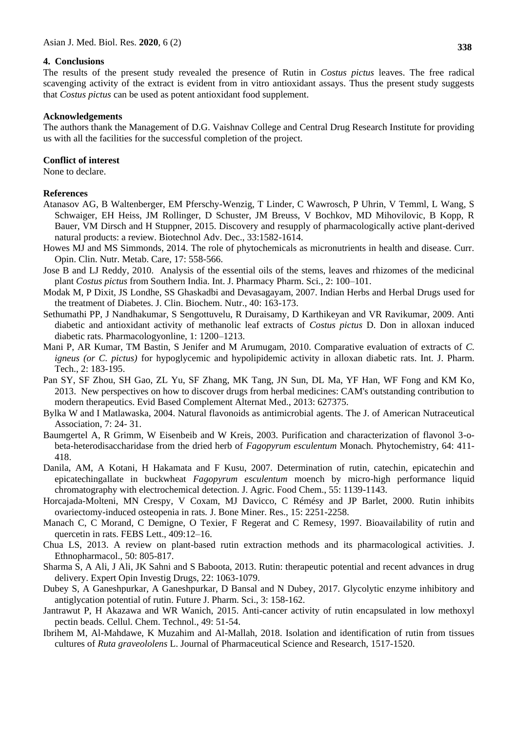## 4. Conclusions

The results of the present study revealed the presence of Rutin in *Costus pictus* leaves. The free radical scavenging activity of the extract is evident from in vitro antioxidant assays. Thus the present study suggests that *Costus pictus* can be used as potent antioxidant food supplement.

## Acknowledgements

The authors thank the Management of D.G. Vaishnav College and Central Drug Research Institute for providing us with all the facilities for the successful completion of the project.

## Conflict of interest

None to declare.

## References

Atanasov AG, B Waltenberger, EM Pferschy-Wenzig, T Linder, C Wawrosch, P Uhrin, V Temml, L Wang, S Schwaiger, EH Heiss, JM Rollinger, D Schuster, JM Breuss, V Bochkov, MD Mihovilovic, B Kopp, R Bauer, VM Dirsch and H Stuppner, 2015. Discovery and resupply of pharmacologically active plant-derived natural products: a review. Biotechnol Adv. Dec., 33:1582-1614.

Howes MJ and MS Simmonds, 2014. The role of phytochemicals as micronutrients in health and disease. Curr. Opin. Clin. Nutr. Metab. Care, 17: 558-566.

Jose B and LJ Reddy, 2010. Analysis of the essential oils of the stems, leaves and rhizomes of the medicinal plant *Costus pictus* from Southern India. Int. J. Pharmacy Pharm. Sci., 2: 100–101.

Modak M, P Dixit, JS Londhe, SS Ghaskadbi and Devasagayam, 2007. Indian Herbs and Herbal Drugs used for the treatment of Diabetes. J. Clin. Biochem. Nutr., 40: 163-173.

Sethumathi PP, J Nandhakumar, S Sengottuvelu, R Duraisamy, D Karthikeyan and VR Ravikumar, 2009. Anti diabetic and antioxidant activity of methanolic leaf extracts of *Costus pictus* D. Don in alloxan induced diabetic rats. Pharmacologyonline, 1: 1200–1213.

Mani P, AR Kumar, TM Bastin, S Jenifer and M Arumugam, 2010. Comparative evaluation of extracts of *C. igneus (or C. pictus)* for hypoglycemic and hypolipidemic activity in alloxan diabetic rats. Int. J. Pharm. Tech., 2: 183-195.

Pan SY, SF Zhou, SH Gao, ZL Yu, SF Zhang, MK Tang, JN Sun, DL Ma, YF Han, WF Fong and KM Ko, 2013. New perspectives on how to discover drugs from herbal medicines: CAM's outstanding contribution to modern therapeutics. Evid Based Complement Alternat Med., 2013: 627375.

Bylka W and I Matlawaska, 2004. Natural flavonoids as antimicrobial agents. The J. of American Nutraceutical Association, 7: 24- 31.

Baumgertel A, R Grimm, W Eisenbeib and W Kreis, 2003. Purification and characterization of flavonol 3-o-beta-heterodisaccharidase from the dried herb of *Fagopyrum esculentum* Monach. Phytochemistry, 64: 411-418.

Danila, AM, A Kotani, H Hakamata and F Kusu, 2007. Determination of rutin, catechin, epicatechin and epicatechingallate in buckwheat *Fagopyrum esculentum* moench by micro-high performance liquid chromatography with electrochemical detection. J. Agric. Food Chem., 55: 1139-1143.

Horcajada-Molteni, MN Crespy, V Coxam, MJ Davicco, C Rémésy and JP Barlet, 2000. Rutin inhibits ovariectomy-induced osteopenia in rats. J. Bone Miner. Res., 15: 2251-2258.

Manach C, C Morand, C Demigne, O Texier, F Regerat and C Remesy, 1997. Bioavailability of rutin and quercetin in rats. FEBS Lett., 409:12–16.

Chua LS, 2013. A review on plant-based rutin extraction methods and its pharmacological activities. J. Ethnopharmacol., 50: 805-817.

Sharma S, A Ali, J Ali, JK Sahni and S Baboota, 2013. Rutin: therapeutic potential and recent advances in drug delivery. Expert Opin Investig Drugs, 22: 1063-1079.

Dubey S, A Ganeshpurkar, A Ganeshpurkar, D Bansal and N Dubey, 2017. Glycolytic enzyme inhibitory and antiglycation potential of rutin. Future J. Pharm. Sci., 3: 158-162.

Jantrawut P, H Akazawa and WR Wanich, 2015. Anti-cancer activity of rutin encapsulated in low methoxyl pectin beads. Cellul. Chem. Technol., 49: 51-54.

Ibrihem M, Al-Mahdawe, K Muzahim and Al-Mallah, 2018. Isolation and identification of rutin from tissues cultures of *Ruta graveololens* L. Journal of Pharmaceutical Science and Research, 1517-1520.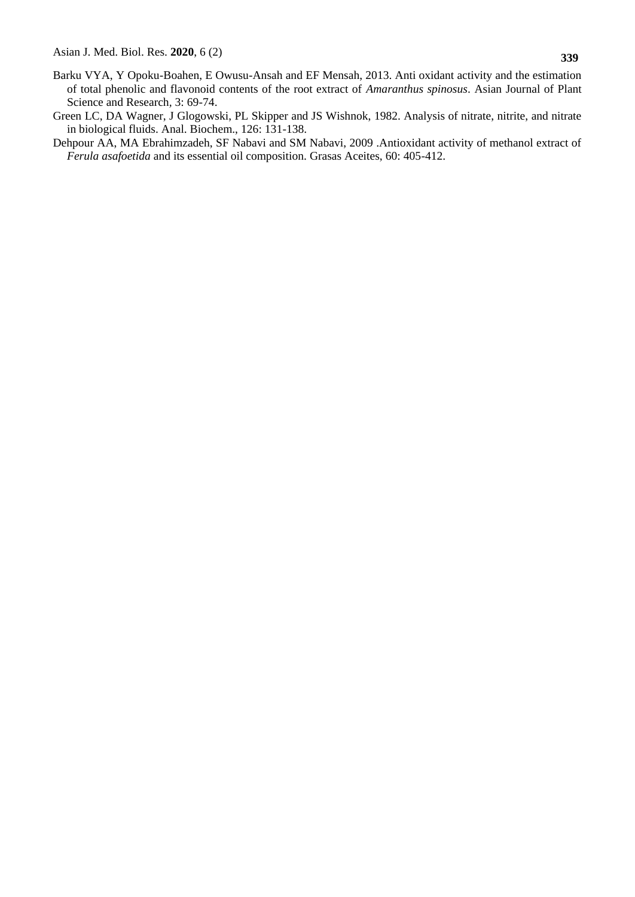Barku VYA, Y Opoku-Boahen, E Owusu-Ansah and EF Mensah, 2013. Anti oxidant activity and the estimation of total phenolic and flavonoid contents of the root extract of *Amaranthus spinosus*. Asian Journal of Plant Science and Research, 3: 69-74.

Green LC, DA Wagner, J Glogowski, PL Skipper and JS Wishnok, 1982. Analysis of nitrate, nitrite, and nitrate in biological fluids. Anal. Biochem., 126: 131-138.

Dehpour AA, MA Ebrahimzadeh, SF Nabavi and SM Nabavi, 2009 .Antioxidant activity of methanol extract of *Ferula asafoetida* and its essential oil composition. Grasas Aceites, 60: 405-412.